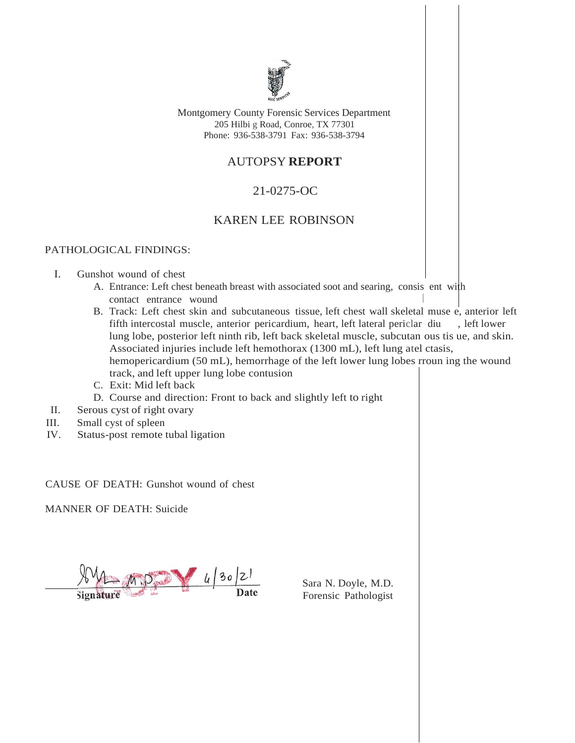Montgomery County Forensic Services Department
205 Hilbi g Road, Conroe, TX 77301
Phone: 936-538-3791 Fax: 936-538-3794

# AUTOPSY **REPORT**

## 21-0275-OC

## KAREN LEE ROBINSON

PATHOLOGICAL FINDINGS:

I. Gunshot wound of chest
   A. Entrance: Left chest beneath breast with associated soot and searing, consis ent with contact entrance wound
   B. Track: Left chest skin and subcutaneous tissue, left chest wall skeletal muse e, anterior left fifth intercostal muscle, anterior pericardium, heart, left lateral periclar diu , left lower lung lobe, posterior left ninth rib, left back skeletal muscle, subcutan ous tis ue, and skin. Associated injuries include left hemothorax (1300 mL), left lung atel ctasis, hemopericardium (50 mL), hemorrhage of the left lower lung lobes rroun ing the wound track, and left upper lung lobe contusion
   C. Exit: Mid left back
   D. Course and direction: Front to back and slightly left to right

II. Serous cyst of right ovary

III. Small cyst of spleen

IV. Status-post remote tubal ligation

CAUSE OF DEATH: Gunshot wound of chest

MANNER OF DEATH: Suicide

M.D. 4/30/21

Signature Date

Sara N. Doyle, M.D.
Forensic Pathologist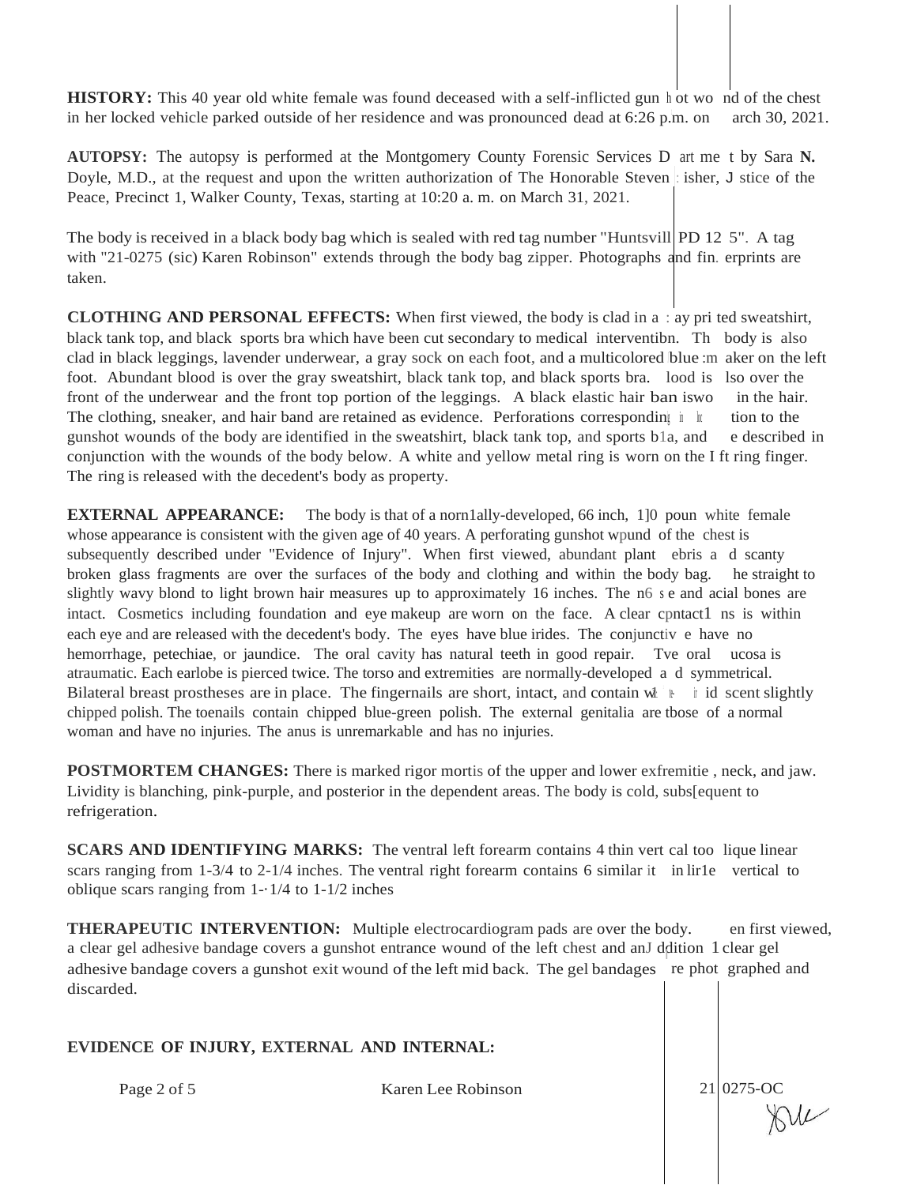**HISTORY:** This 40 year old white female was found deceased with a self-inflicted gun hot wo nd of the chest in her locked vehicle parked outside of her residence and was pronounced dead at 6:26 p.m. on arch 30, 2021.

**AUTOPSY:** The autopsy is performed at the Montgomery County Forensic Services D art me t by Sara **N.** Doyle, M.D., at the request and upon the written authorization of The Honorable Steven isher, J stice of the Peace, Precinct 1, Walker County, Texas, starting at 10:20 a. m. on March 31, 2021.

The body is received in a black body bag which is sealed with red tag number "Huntsvill PD 12 5". A tag with "21-0275 (sic) Karen Robinson" extends through the body bag zipper. Photographs and fin. erprints are taken.

**CLOTHING AND PERSONAL EFFECTS:** When first viewed, the body is clad in a ay pri ted sweatshirt, black tank top, and black sports bra which have been cut secondary to medical interventibn. Th body is also clad in black leggings, lavender underwear, a gray sock on each foot, and a multicolored blue m aker on the left foot. Abundant blood is over the gray sweatshirt, black tank top, and black sports bra. lood is lso over the front of the underwear and the front top portion of the leggings. A black elastic hair ban iswo in the hair. The clothing, sneaker, and hair band are retained as evidence. Perforations correspondin tion to the gunshot wounds of the body are identified in the sweatshirt, black tank top, and sports b1a, and e described in conjunction with the wounds of the body below. A white and yellow metal ring is worn on the I ft ring finger. The ring is released with the decedent's body as property.

**EXTERNAL APPEARANCE:** The body is that of a norn1ally-developed, 66 inch, 1]0 poun white female whose appearance is consistent with the given age of 40 years. A perforating gunshot wpund of the chest is subsequently described under "Evidence of Injury". When first viewed, abundant plant ebris a d scanty broken glass fragments are over the surfaces of the body and clothing and within the body bag. he straight to slightly wavy blond to light brown hair measures up to approximately 16 inches. The n6 s e and acial bones are intact. Cosmetics including foundation and eye makeup are worn on the face. A clear cpntact1 ns is within each eye and are released with the decedent's body. The eyes have blue irides. The conjunctiv e have no hemorrhage, petechiae, or jaundice. The oral cavity has natural teeth in good repair. Tve oral ucosa is atraumatic. Each earlobe is pierced twice. The torso and extremities are normally-developed a d symmetrical. Bilateral breast prostheses are in place. The fingernails are short, intact, and contain w id scent slightly chipped polish. The toenails contain chipped blue-green polish. The external genitalia are tbose of a normal woman and have no injuries. The anus is unremarkable and has no injuries.

**POSTMORTEM CHANGES:** There is marked rigor mortis of the upper and lower exfremitie , neck, and jaw. Lividity is blanching, pink-purple, and posterior in the dependent areas. The body is cold, subs[equent to refrigeration.

**SCARS AND IDENTIFYING MARKS:** The ventral left forearm contains 4 thin vert cal too lique linear scars ranging from 1-3/4 to 2-1/4 inches. The ventral right forearm contains 6 similar it in lir1e vertical to oblique scars ranging from 1-·1/4 to 1-1/2 inches

**THERAPEUTIC INTERVENTION:** Multiple electrocardiogram pads are over the body. en first viewed, a clear gel adhesive bandage covers a gunshot entrance wound of the left chest and anJ ddition 1 clear gel adhesive bandage covers a gunshot exit wound of the left mid back. The gel bandages re phot graphed and discarded.

**EVIDENCE OF INJURY, EXTERNAL AND INTERNAL:**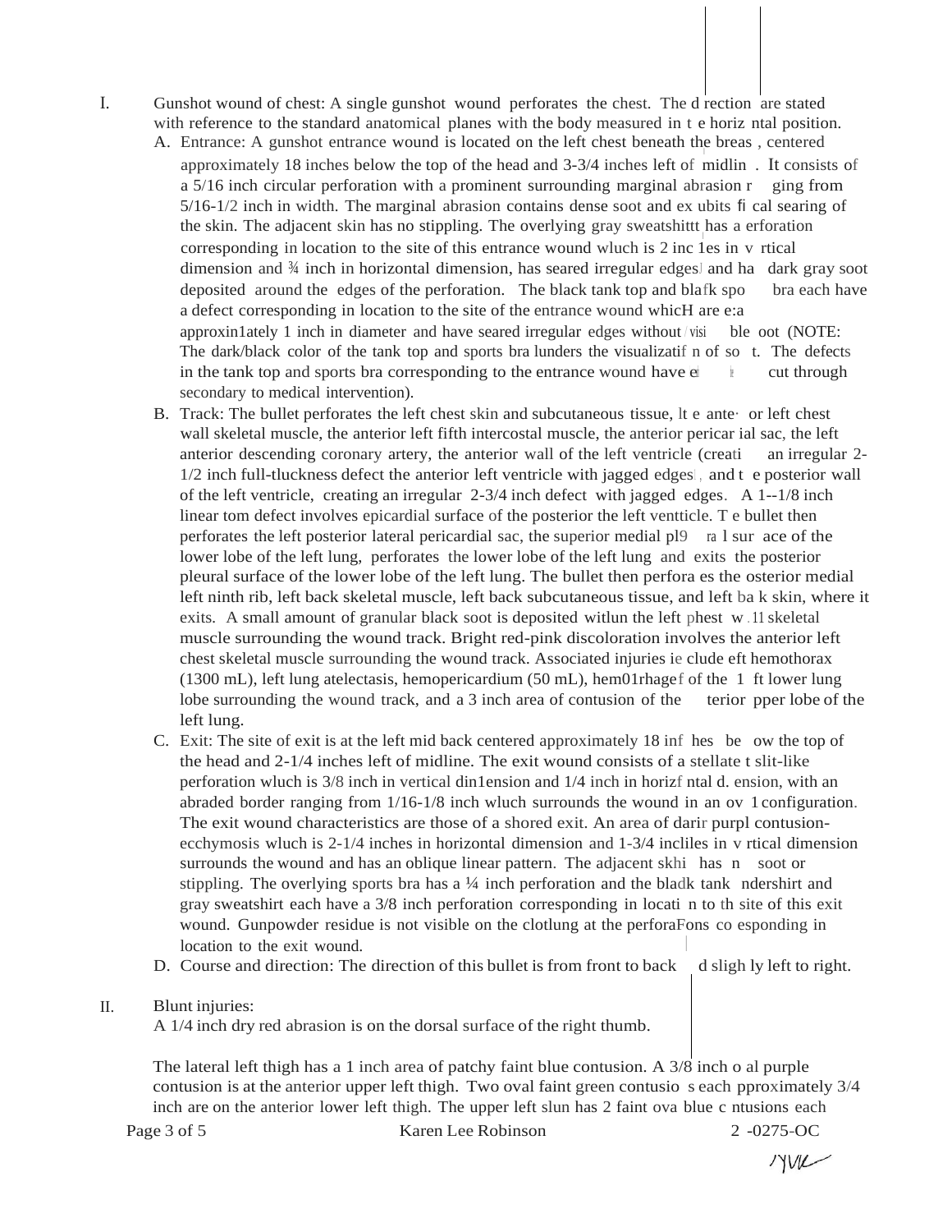I. Gunshot wound of chest: A single gunshot wound perforates the chest. The d rection are stated with reference to the standard anatomical planes with the body measured in t e horiz ntal position.

   A. Entrance: A gunshot entrance wound is located on the left chest beneath the breas , centered approximately 18 inches below the top of the head and 3-3/4 inches left of midlin . It consists of a 5/16 inch circular perforation with a prominent surrounding marginal abrasion r ging from 5/16-1/2 inch in width. The marginal abrasion contains dense soot and ex ubits fi cal searing of the skin. The adjacent skin has no stippling. The overlying gray sweatshittt has a erforation corresponding in location to the site of this entrance wound wluch is 2 inc 1es in v rtical dimension and ¾ inch in horizontal dimension, has seared irregular edges and ha dark gray soot deposited around the edges of the perforation. The black tank top and blafk spo bra each have a defect corresponding in location to the site of the entrance wound whicH are e:a approxin1ately 1 inch in diameter and have seared irregular edges without visi ble oot (NOTE: The dark/black color of the tank top and sports bra lunders the visualizatif n of so t. The defects in the tank top and sports bra corresponding to the entrance wound have e cut through secondary to medical intervention).

   B. Track: The bullet perforates the left chest skin and subcutaneous tissue, lt e ante· or left chest wall skeletal muscle, the anterior left fifth intercostal muscle, the anterior pericar ial sac, the left anterior descending coronary artery, the anterior wall of the left ventricle (creati an irregular 2-1/2 inch full-tluckness defect the anterior left ventricle with jagged edges , and t e posterior wall of the left ventricle, creating an irregular 2-3/4 inch defect with jagged edges. A 1--1/8 inch linear tom defect involves epicardial surface of the posterior the left ventticle. T e bullet then perforates the left posterior lateral pericardial sac, the superior medial pl9 ra l sur ace of the lower lobe of the left lung, perforates the lower lobe of the left lung and exits the posterior pleural surface of the lower lobe of the left lung. The bullet then perfora es the osterior medial left ninth rib, left back skeletal muscle, left back subcutaneous tissue, and left ba k skin, where it exits. A small amount of granular black soot is deposited witlun the left phest w .11 skeletal muscle surrounding the wound track. Bright red-pink discoloration involves the anterior left chest skeletal muscle surrounding the wound track. Associated injuries ie clude eft hemothorax (1300 mL), left lung atelectasis, hemopericardium (50 mL), hem01rhagef of the 1 ft lower lung lobe surrounding the wound track, and a 3 inch area of contusion of the terior pper lobe of the left lung.

   C. Exit: The site of exit is at the left mid back centered approximately 18 inf hes be ow the top of the head and 2-1/4 inches left of midline. The exit wound consists of a stellate t slit-like perforation wluch is 3/8 inch in vertical din1ension and 1/4 inch in horizf ntal d. ension, with an abraded border ranging from 1/16-1/8 inch wluch surrounds the wound in an ov 1 configuration. The exit wound characteristics are those of a shored exit. An area of darir purpl contusion-ecchymosis wluch is 2-1/4 inches in horizontal dimension and 1-3/4 incliles in v rtical dimension surrounds the wound and has an oblique linear pattern. The adjacent skhi has n soot or stippling. The overlying sports bra has a ¼ inch perforation and the bladk tank ndershirt and gray sweatshirt each have a 3/8 inch perforation corresponding in locati n to th site of this exit wound. Gunpowder residue is not visible on the clotlung at the perforaFons co esponding in location to the exit wound.

   D. Course and direction: The direction of this bullet is from front to back d sligh ly left to right.

II. Blunt injuries:

   A 1/4 inch dry red abrasion is on the dorsal surface of the right thumb.

   The lateral left thigh has a 1 inch area of patchy faint blue contusion. A 3/8 inch o al purple contusion is at the anterior upper left thigh. Two oval faint green contusio s each pproximately 3/4 inch are on the anterior lower left thigh. The upper left slun has 2 faint ova blue c ntusions each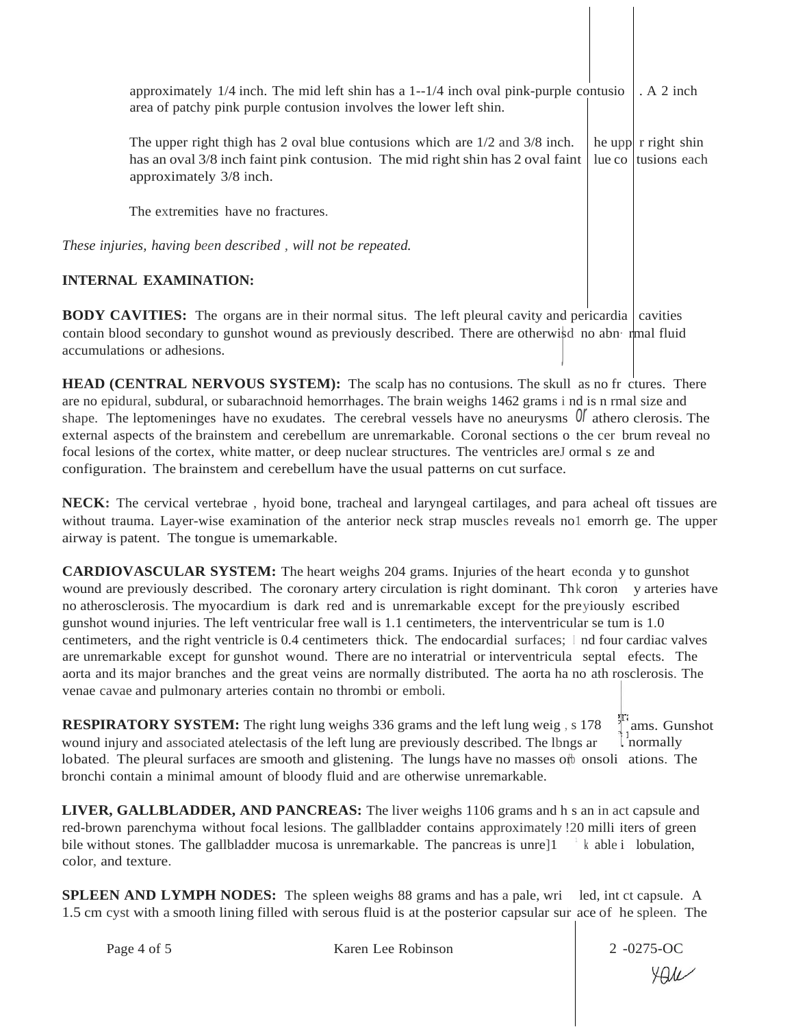approximately 1/4 inch. The mid left shin has a 1--1/4 inch oval pink-purple contusio . A 2 inch area of patchy pink purple contusion involves the lower left shin.

The upper right thigh has 2 oval blue contusions which are 1/2 and 3/8 inch. he upp r right shin has an oval 3/8 inch faint pink contusion. The mid right shin has 2 oval faint lue co tusions each approximately 3/8 inch.

The extremities have no fractures.

*These injuries, having been described , will not be repeated.*

**INTERNAL EXAMINATION:**

**BODY CAVITIES:** The organs are in their normal situs. The left pleural cavity and pericardia cavities contain blood secondary to gunshot wound as previously described. There are otherwisd no abn rmal fluid accumulations or adhesions.

**HEAD (CENTRAL NERVOUS SYSTEM):** The scalp has no contusions. The skull as no fr ctures. There are no epidural, subdural, or subarachnoid hemorrhages. The brain weighs 1462 grams i nd is n rmal size and shape. The leptomeninges have no exudates. The cerebral vessels have no aneurysms or athero clerosis. The external aspects of the brainstem and cerebellum are unremarkable. Coronal sections o the cer brum reveal no focal lesions of the cortex, white matter, or deep nuclear structures. The ventricles areJ ormal s ze and configuration. The brainstem and cerebellum have the usual patterns on cut surface.

**NECK:** The cervical vertebrae , hyoid bone, tracheal and laryngeal cartilages, and para acheal oft tissues are without trauma. Layer-wise examination of the anterior neck strap muscles reveals no1 emorrh ge. The upper airway is patent. The tongue is umemarkable.

**CARDIOVASCULAR SYSTEM:** The heart weighs 204 grams. Injuries of the heart econda y to gunshot wound are previously described. The coronary artery circulation is right dominant. Thk coron y arteries have no atherosclerosis. The myocardium is dark red and is unremarkable except for the preyiously escribed gunshot wound injuries. The left ventricular free wall is 1.1 centimeters, the interventricular se tum is 1.0 centimeters, and the right ventricle is 0.4 centimeters thick. The endocardial surfaces; l nd four cardiac valves are unremarkable except for gunshot wound. There are no interatrial or interventricula septal efects. The aorta and its major branches and the great veins are normally distributed. The aorta ha no ath rosclerosis. The venae cavae and pulmonary arteries contain no thrombi or emboli.

**RESPIRATORY SYSTEM:** The right lung weighs 336 grams and the left lung weig , s 178 ams. Gunshot wound injury and associated atelectasis of the left lung are previously described. The lbngs ar normally lobated. The pleural surfaces are smooth and glistening. The lungs have no masses or onsoli ations. The bronchi contain a minimal amount of bloody fluid and are otherwise unremarkable.

**LIVER, GALLBLADDER, AND PANCREAS:** The liver weighs 1106 grams and h s an in act capsule and red-brown parenchyma without focal lesions. The gallbladder contains approximately !20 milli iters of green bile without stones. The gallbladder mucosa is unremarkable. The pancreas is unre]1 k able i lobulation, color, and texture.

**SPLEEN AND LYMPH NODES:** The spleen weighs 88 grams and has a pale, wri led, int ct capsule. A 1.5 cm cyst with a smooth lining filled with serous fluid is at the posterior capsular sur ace of he spleen. The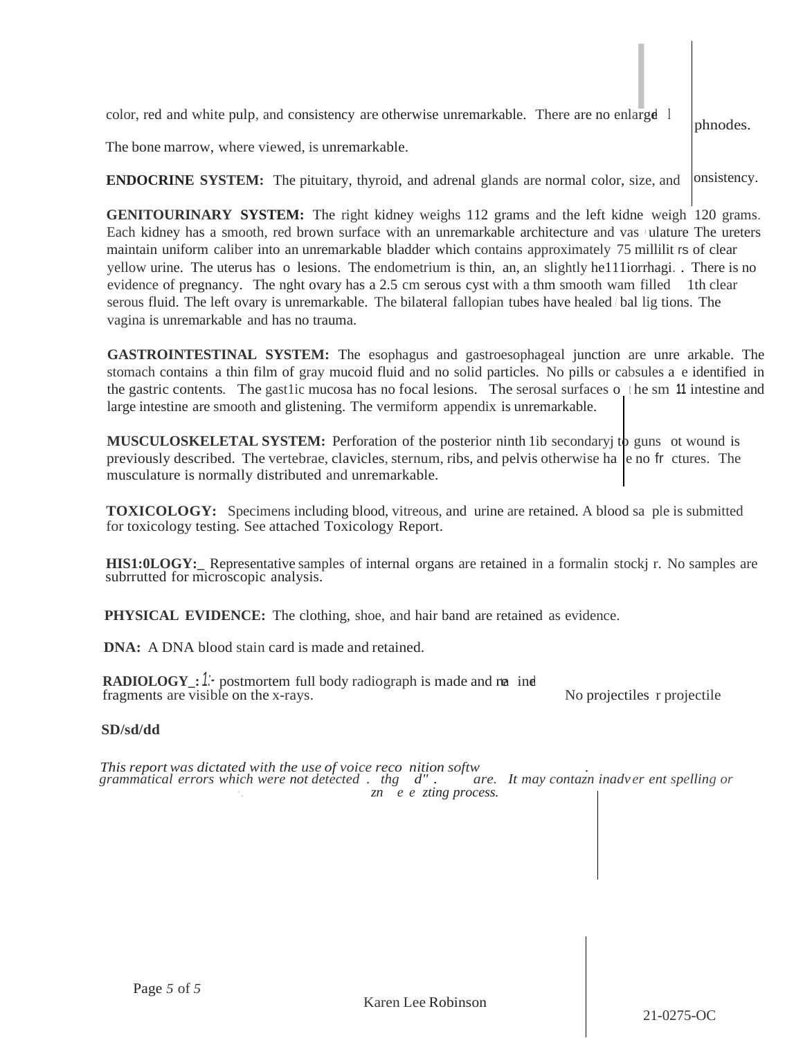color, red and white pulp, and consistency are otherwise unremarkable. There are no enlarged lymphnodes.

The bone marrow, where viewed, is unremarkable.

**ENDOCRINE SYSTEM:** The pituitary, thyroid, and adrenal glands are normal color, size, and consistency.

**GENITOURINARY SYSTEM:** The right kidney weighs 112 grams and the left kidney weigh 120 grams. Each kidney has a smooth, red brown surface with an unremarkable architecture and vasculature The ureters maintain uniform caliber into an unremarkable bladder which contains approximately 75 milliliters of clear yellow urine. The uterus has no lesions. The endometrium is thin, tan, and slightly hemorrhagic. There is no evidence of pregnancy. The nght ovary has a 2.5 cm serous cyst with a thm smooth wam filled with clear serous fluid. The left ovary is unremarkable. The bilateral fallopian tubes have healed tubal ligations. The vagina is unremarkable and has no trauma.

**GASTROINTESTINAL SYSTEM:** The esophagus and gastroesophageal junction are unremarkable. The stomach contains a thin film of gray mucoid fluid and no solid particles. No pills or cabsules are identified in the gastric contents. The gast1ic mucosa has no focal lesions. The serosal surfaces of the small intestine and large intestine are smooth and glistening. The vermiform appendix is unremarkable.

**MUSCULOSKELETAL SYSTEM:** Perforation of the posterior ninth 1ib secondary to gunshot wound is previously described. The vertebrae, clavicles, sternum, ribs, and pelvis otherwise have no fractures. The musculature is normally distributed and unremarkable.

**TOXICOLOGY:** Specimens including blood, vitreous, and urine are retained. A blood sample is submitted for toxicology testing. See attached Toxicology Report.

**HIS1:0LOGY:** Representative samples of internal organs are retained in a formalin stockjar. No samples are subrrutted for microscopic analysis.

**PHYSICAL EVIDENCE:** The clothing, shoe, and hair band are retained as evidence.

**DNA:** A DNA blood stain card is made and retained.

**RADIOLOGY:** A postmortem full body radiograph is made and reviewed. No projectiles or projectile fragments are visible on the x-rays.

**SD/sd/dd**

*This report was dictated with the use of voice recognition software. It may contain inadvertent spelling or grammatical errors which were not detected during the editing process.*

Karen Lee Robinson

21-0275-OC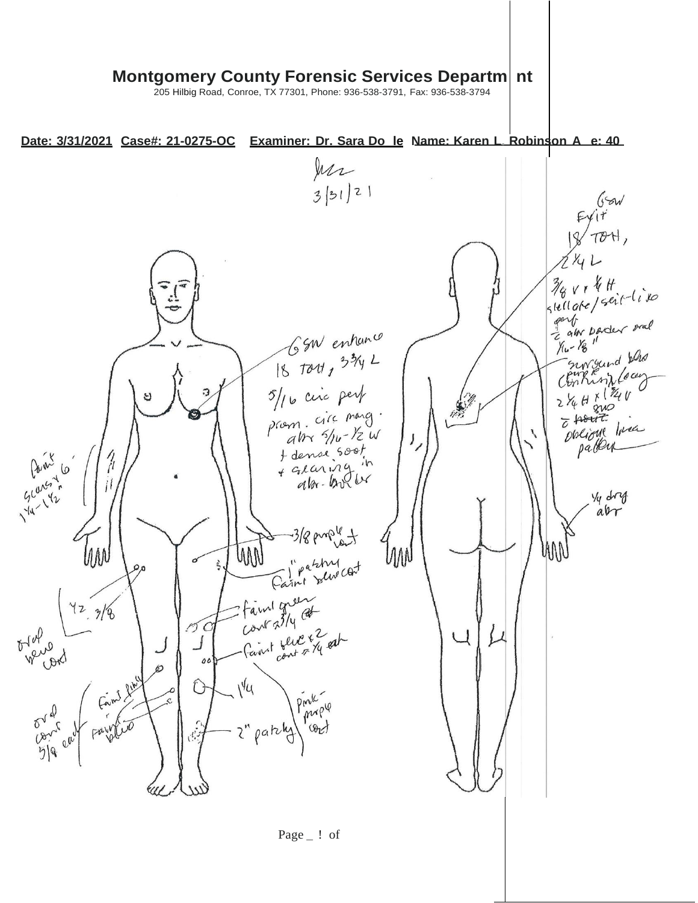# Montgomery County Forensic Services Departm nt

205 Hilbig Road, Conroe, TX 77301, Phone: 936-538-3791, Fax: 936-538-3794

**Date: 3/31/2021** **Case#: 21-0275-OC** **Examiner: Dr. Sara Do le** **Name: Karen L. Robinson A e: 40**

SLD
3/31/21

GSW entrance
18 TOH, 3 3/4 L
5/16 circ perf
prom. circ marg.
abr 5/16 - 1/2 W
+ dense soot
+ searing in
abr. border

GSW
Exit
18 TOH,
2 1/4 L
3/8 V x 1/4 H
stellate/slit-like
perf
c abr border oval
1/16 - 1/8"

surround blue
purple
contusion/lacy
2 1/4 H x 1 3/4 V
c ~~heart~~
oblique linear
pattern

1/4 dry
abr

faint
scars x 6
1 1/4 - 1 1/2"

3/8 purple
cont

1" patchy
faint blue cont

1/2, 3/8
oval
blue
cont

faint green
cont x 3/4 ea

faint blue x 2
cont x 1/4 each

1 1/4

faint pink

oval
cont
5/8 each

faint
blue

2" patchy

pink-
purple
cont

Page _ ! of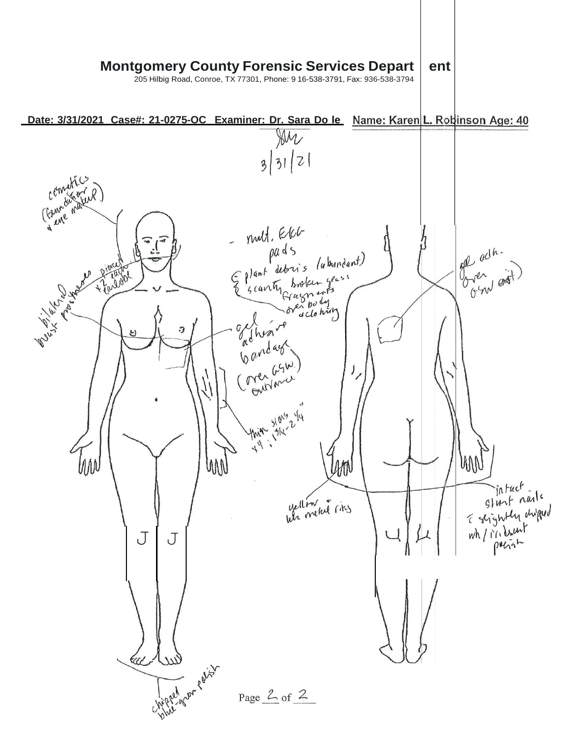**Montgomery County Forensic Services Depart ent**

205 Hilbig Road, Conroe, TX 77301, Phone: 9 16-538-3791, Fax: 936-538-3794

**Date: 3/31/2021 Case#: 21-0275-OC Examiner: Dr. Sara Do le** **Name: Karen L. Robinson Age: 40**

SMr
3/31/21

cosmetics (foundation & eye makeup)

pierced x2 each earlobe

bilateral breast prostheses

- mult. EKG pads
- { plant debris (abundant)
- { scanty broken glass fragments over body & clothing

gel adhesive bandage (over GSW entrance)

thin scars 1/4" x4; 1 3/4-2 1/4"

gel adh. (over GSW exit)

yellow & wh metal rings

intact short nails c̄ slightly chipped wh/iridescent polish

chipped blue-green polish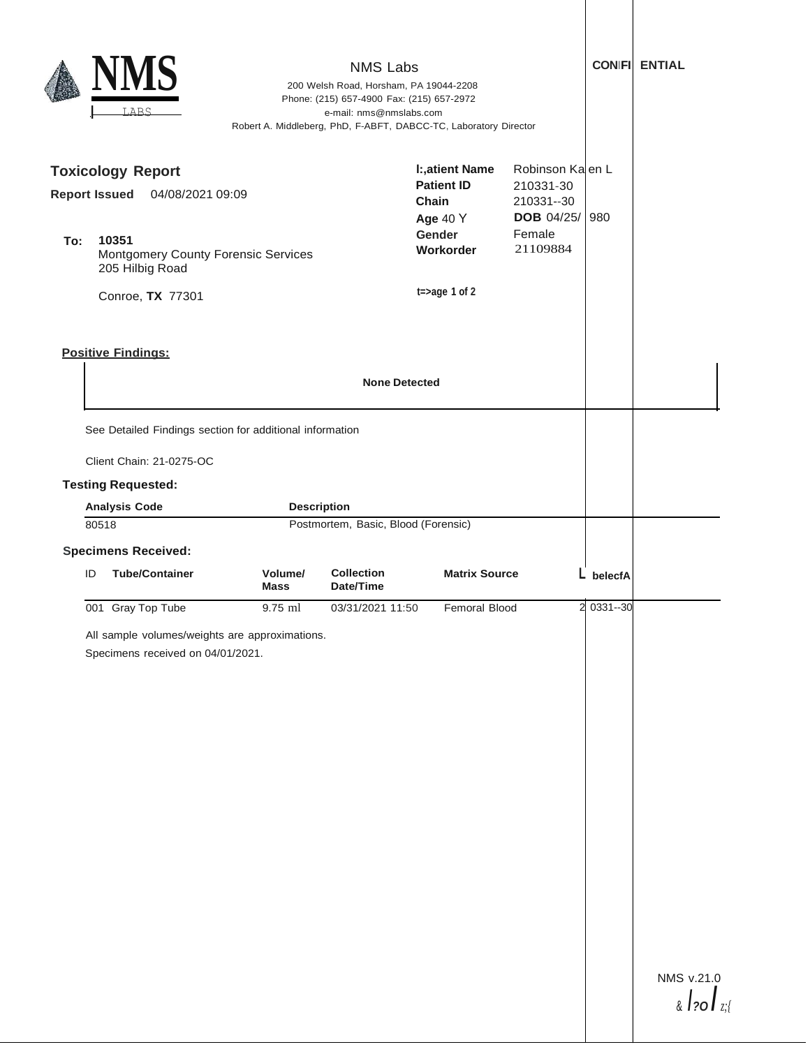NMS Labs

200 Welsh Road, Horsham, PA 19044-2208
Phone: (215) 657-4900 Fax: (215) 657-2972
e-mail: nms@nmslabs.com
Robert A. Middleberg, PhD, F-ABFT, DABCC-TC, Laboratory Director

**CONFIDENTIAL**

## Toxicology Report

**Report Issued** 04/08/2021 09:09

**To:** **10351**
Montgomery County Forensic Services
205 Hilbig Road

Conroe, **TX** 77301

**Patient Name** Robinson Karen L
**Patient ID** 210331-30
**Chain** 210331--30
**Age** 40 Y **DOB** 04/25/1980
**Gender** Female
**Workorder** 21109884

### Positive Findings:

**None Detected**

See Detailed Findings section for additional information

Client Chain: 21-0275-OC

### Testing Requested:

| Analysis Code | Description |
|---|---|
| 80518 | Postmortem, Basic, Blood (Forensic) |

### Specimens Received:

| ID | Tube/Container | Volume/ Mass | Collection Date/Time | Matrix Source | Label |
|---|---|---|---|---|---|
| 001 | Gray Top Tube | 9.75 ml | 03/31/2021 11:50 | Femoral Blood | 210331--30 |

All sample volumes/weights are approximations.

Specimens received on 04/01/2021.

NMS v.21.0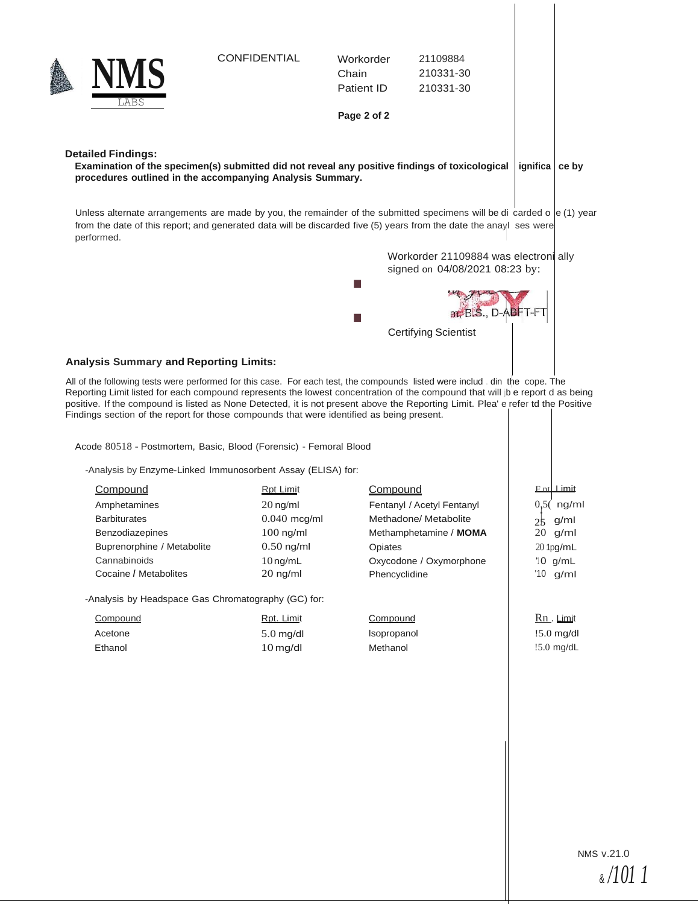NMS LABS

CONFIDENTIAL

Workorder 21109884
Chain 210331-30
Patient ID 210331-30

### Detailed Findings:

**Examination of the specimen(s) submitted did not reveal any positive findings of toxicological ignifica ce by procedures outlined in the accompanying Analysis Summary.**

Unless alternate arrangements are made by you, the remainder of the submitted specimens will be di carded o e (1) year from the date of this report; and generated data will be discarded five (5) years from the date the anayl ses were performed.

Workorder 21109884 was electroni ally signed on 04/08/2021 08:23 by:

m, B.S., D-ABFT-FT

Certifying Scientist

### Analysis Summary and Reporting Limits:

All of the following tests were performed for this case. For each test, the compounds listed were includ din the cope. The Reporting Limit listed for each compound represents the lowest concentration of the compound that will b e report d as being positive. If the compound is listed as None Detected, it is not present above the Reporting Limit. Plea' e refer td the Positive Findings section of the report for those compounds that were identified as being present.

Acode 80518 - Postmortem, Basic, Blood (Forensic) - Femoral Blood

-Analysis by Enzyme-Linked Immunosorbent Assay (ELISA) for:

| Compound | Rpt Limit | Compound | Rpt Limit |
|---|---|---|---|
| Amphetamines | 20 ng/ml | Fentanyl / Acetyl Fentanyl | 0.5( ng/ml |
| Barbiturates | 0.040 mcg/ml | Methadone/ Metabolite | 25 g/ml |
| Benzodiazepines | 100 ng/ml | Methamphetamine / **MOMA** | 20 g/ml |
| Buprenorphine / Metabolite | 0.50 ng/ml | Opiates | 20 ng/mL |
| Cannabinoids | 10 ng/mL | Oxycodone / Oxymorphone | 10 g/mL |
| Cocaine / Metabolites | 20 ng/ml | Phencyclidine | 10 g/ml |

-Analysis by Headspace Gas Chromatography (GC) for:

| Compound | Rpt. Limit | Compound | Rpt. Limit |
|---|---|---|---|
| Acetone | 5.0 mg/dl | Isopropanol | 5.0 mg/dl |
| Ethanol | 10 mg/dl | Methanol | 5.0 mg/dL |

NMS v.21.0